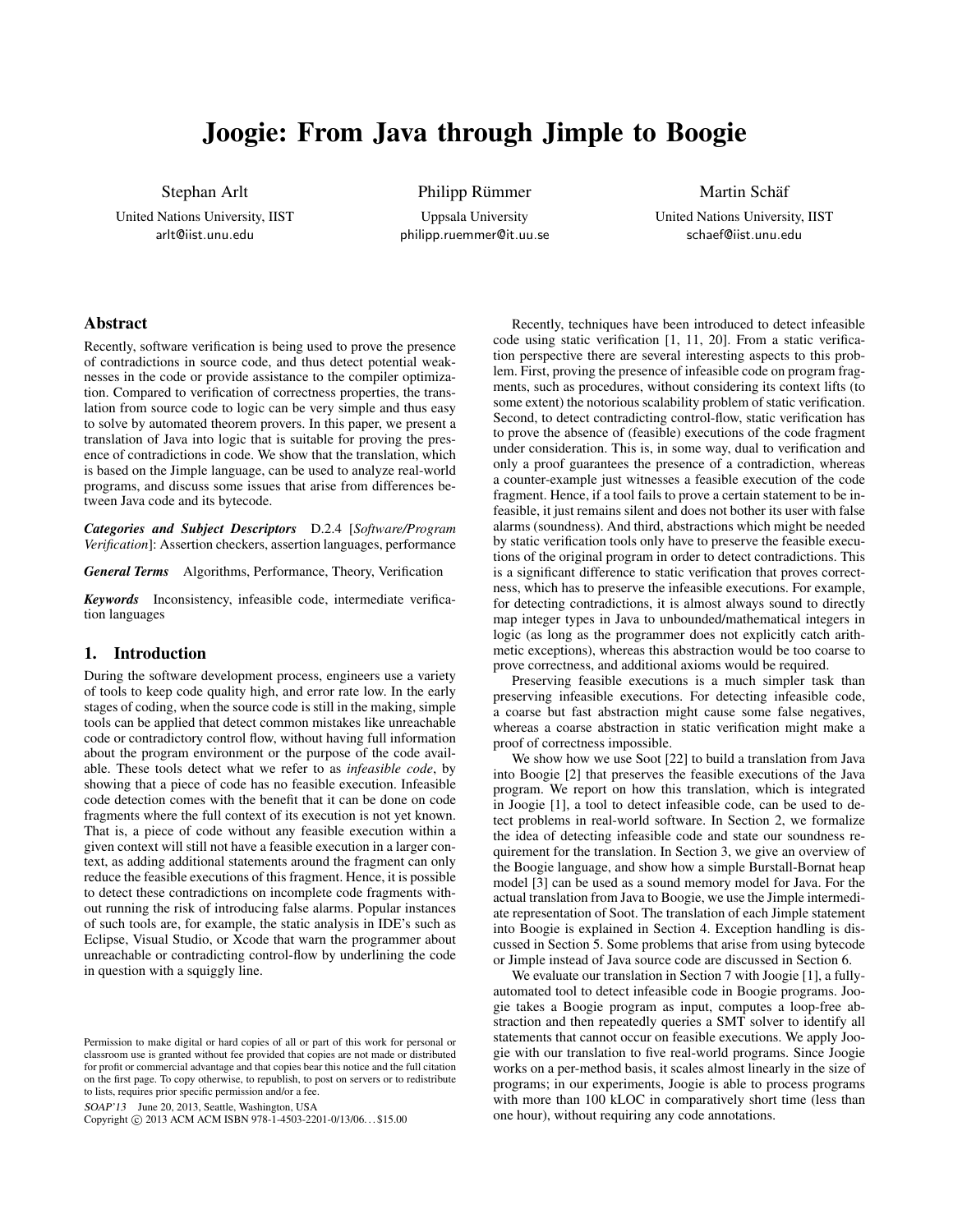# Joogie: From Java through Jimple to Boogie

Stephan Arlt
United Nations University, IIST
arlt@iist.unu.edu

Philipp Rümmer
Uppsala University
philipp.ruemmer@it.uu.se

Martin Schäf
United Nations University, IIST
schaef@iist.unu.edu

## Abstract

Recently, software verification is being used to prove the presence of contradictions in source code, and thus detect potential weaknesses in the code or provide assistance to the compiler optimization. Compared to verification of correctness properties, the translation from source code to logic can be very simple and thus easy to solve by automated theorem provers. In this paper, we present a translation of Java into logic that is suitable for proving the presence of contradictions in code. We show that the translation, which is based on the Jimple language, can be used to analyze real-world programs, and discuss some issues that arise from differences between Java code and its bytecode.

***Categories and Subject Descriptors*** D.2.4 [*Software/Program Verification*]: Assertion checkers, assertion languages, performance

***General Terms*** Algorithms, Performance, Theory, Verification

***Keywords*** Inconsistency, infeasible code, intermediate verification languages

## 1. Introduction

During the software development process, engineers use a variety of tools to keep code quality high, and error rate low. In the early stages of coding, when the source code is still in the making, simple tools can be applied that detect common mistakes like unreachable code or contradictory control flow, without having full information about the program environment or the purpose of the code available. These tools detect what we refer to as *infeasible code*, by showing that a piece of code has no feasible execution. Infeasible code detection comes with the benefit that it can be done on code fragments where the full context of its execution is not yet known. That is, a piece of code without any feasible execution within a given context will still not have a feasible execution in a larger context, as adding additional statements around the fragment can only reduce the feasible executions of this fragment. Hence, it is possible to detect these contradictions on incomplete code fragments without running the risk of introducing false alarms. Popular instances of such tools are, for example, the static analysis in IDE's such as Eclipse, Visual Studio, or Xcode that warn the programmer about unreachable or contradicting control-flow by underlining the code in question with a squiggly line.

Recently, techniques have been introduced to detect infeasible code using static verification [1, 11, 20]. From a static verification perspective there are several interesting aspects to this problem. First, proving the presence of infeasible code on program fragments, such as procedures, without considering its context lifts (to some extent) the notorious scalability problem of static verification. Second, to detect contradicting control-flow, static verification has to prove the absence of (feasible) executions of the code fragment under consideration. This is, in some way, dual to verification and only a proof guarantees the presence of a contradiction, whereas a counter-example just witnesses a feasible execution of the code fragment. Hence, if a tool fails to prove a certain statement to be infeasible, it just remains silent and does not bother its user with false alarms (soundness). And third, abstractions which might be needed by static verification tools only have to preserve the feasible executions of the original program in order to detect contradictions. This is a significant difference to static verification that proves correctness, which has to preserve the infeasible executions. For example, for detecting contradictions, it is almost always sound to directly map integer types in Java to unbounded/mathematical integers in logic (as long as the programmer does not explicitly catch arithmetic exceptions), whereas this abstraction would be too coarse to prove correctness, and additional axioms would be required.

Preserving feasible executions is a much simpler task than preserving infeasible executions. For detecting infeasible code, a coarse but fast abstraction might cause some false negatives, whereas a coarse abstraction in static verification might make a proof of correctness impossible.

We show how we use Soot [22] to build a translation from Java into Boogie [2] that preserves the feasible executions of the Java program. We report on how this translation, which is integrated in Joogie [1], a tool to detect infeasible code, can be used to detect problems in real-world software. In Section 2, we formalize the idea of detecting infeasible code and state our soundness requirement for the translation. In Section 3, we give an overview of the Boogie language, and show how a simple Burstall-Bornat heap model [3] can be used as a sound memory model for Java. For the actual translation from Java to Boogie, we use the Jimple intermediate representation of Soot. The translation of each Jimple statement into Boogie is explained in Section 4. Exception handling is discussed in Section 5. Some problems that arise from using bytecode or Jimple instead of Java source code are discussed in Section 6.

We evaluate our translation in Section 7 with Joogie [1], a fully-automated tool to detect infeasible code in Boogie programs. Joogie takes a Boogie program as input, computes a loop-free abstraction and then repeatedly queries a SMT solver to identify all statements that cannot occur on feasible executions. We apply Joogie with our translation to five real-world programs. Since Joogie works on a per-method basis, it scales almost linearly in the size of programs; in our experiments, Joogie is able to process programs with more than 100 kLOC in comparatively short time (less than one hour), without requiring any code annotations.

Permission to make digital or hard copies of all or part of this work for personal or classroom use is granted without fee provided that copies are not made or distributed for profit or commercial advantage and that copies bear this notice and the full citation on the first page. To copy otherwise, to republish, to post on servers or to redistribute to lists, requires prior specific permission and/or a fee.

*SOAP'13* June 20, 2013, Seattle, Washington, USA
Copyright © 2013 ACM ACM ISBN 978-1-4503-2201-0/13/06... $15.00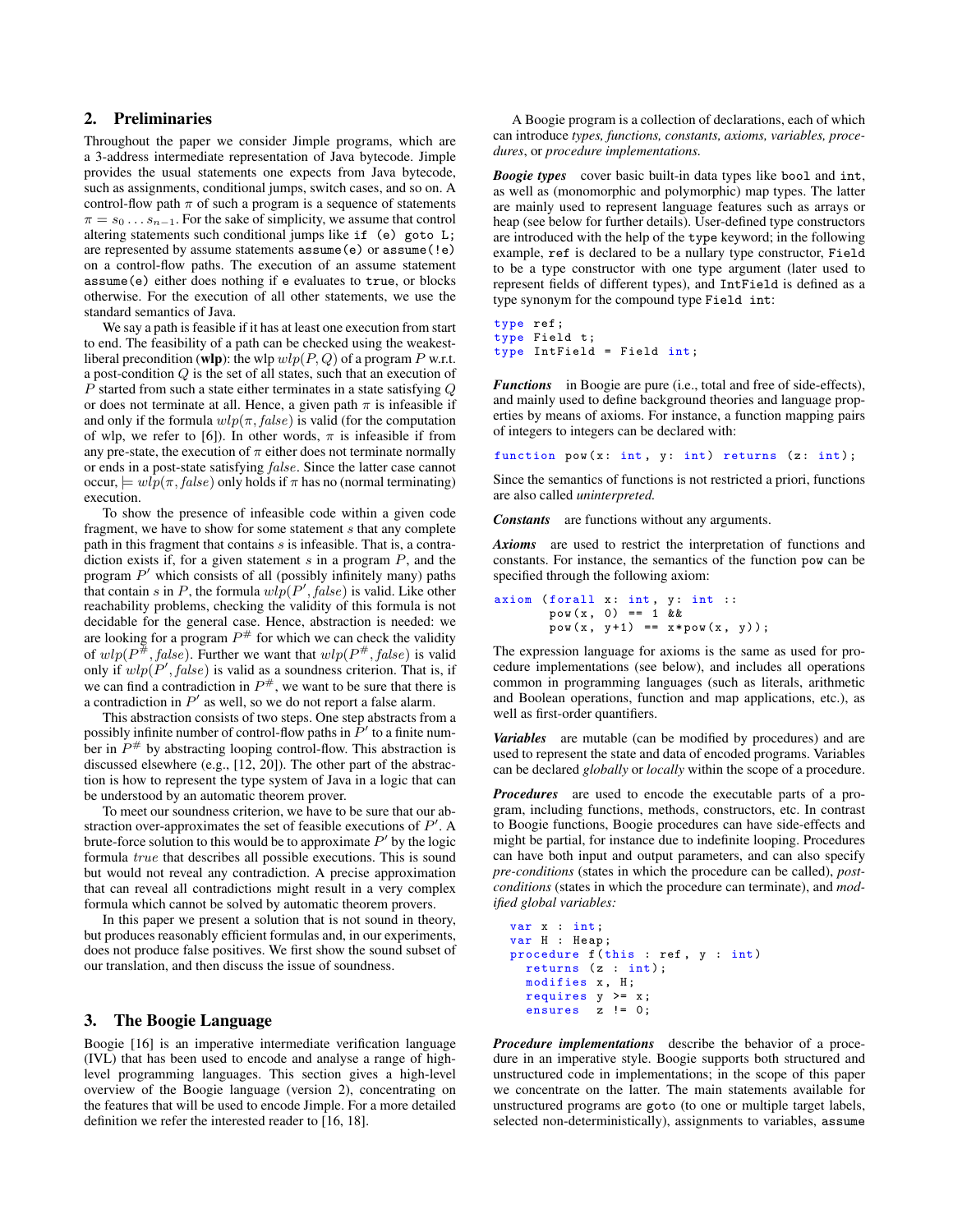## 2. Preliminaries

Throughout the paper we consider Jimple programs, which are a 3-address intermediate representation of Java bytecode. Jimple provides the usual statements one expects from Java bytecode, such as assignments, conditional jumps, switch cases, and so on. A control-flow path $\pi$ of such a program is a sequence of statements $\pi = s_0 \ldots s_{n-1}$. For the sake of simplicity, we assume that control altering statements such conditional jumps like `if (e) goto L;` are represented by assume statements `assume(e)` or `assume(!e)` on a control-flow paths. The execution of an assume statement `assume(e)` either does nothing if `e` evaluates to `true`, or blocks otherwise. For the execution of all other statements, we use the standard semantics of Java.

We say a path is feasible if it has at least one execution from start to end. The feasibility of a path can be checked using the weakest-liberal precondition (**wlp**): the wlp $wlp(P, Q)$ of a program $P$ w.r.t. a post-condition $Q$ is the set of all states, such that an execution of $P$ started from such a state either terminates in a state satisfying $Q$ or does not terminate at all. Hence, a given path $\pi$ is infeasible if and only if the formula $wlp(\pi, false)$ is valid (for the computation of wlp, we refer to [6]). In other words, $\pi$ is infeasible if from any pre-state, the execution of $\pi$ either does not terminate normally or ends in a post-state satisfying $false$. Since the latter case cannot occur, $\models wlp(\pi, false)$ only holds if $\pi$ has no (normal terminating) execution.

To show the presence of infeasible code within a given code fragment, we have to show for some statement $s$ that any complete path in this fragment that contains $s$ is infeasible. That is, a contradiction exists if, for a given statement $s$ in a program $P$, and the program $P'$ which consists of all (possibly infinitely many) paths that contain $s$ in $P$, the formula $wlp(P', false)$ is valid. Like other reachability problems, checking the validity of this formula is not decidable for the general case. Hence, abstraction is needed: we are looking for a program $P^\#$ for which we can check the validity of $wlp(P^\#, false)$. Further we want that $wlp(P^\#, false)$ is valid only if $wlp(P', false)$ is valid as a soundness criterion. That is, if we can find a contradiction in $P^\#$, we want to be sure that there is a contradiction in $P'$ as well, so we do not report a false alarm.

This abstraction consists of two steps. One step abstracts from a possibly infinite number of control-flow paths in $P'$ to a finite number in $P^\#$ by abstracting looping control-flow. This abstraction is discussed elsewhere (e.g., [12, 20]). The other part of the abstraction is how to represent the type system of Java in a logic that can be understood by an automatic theorem prover.

To meet our soundness criterion, we have to be sure that our abstraction over-approximates the set of feasible executions of $P'$. A brute-force solution to this would be to approximate $P'$ by the logic formula $true$ that describes all possible executions. This is sound but would not reveal any contradiction. A precise approximation that can reveal all contradictions might result in a very complex formula which cannot be solved by automatic theorem provers.

In this paper we present a solution that is not sound in theory, but produces reasonably efficient formulas and, in our experiments, does not produce false positives. We first show the sound subset of our translation, and then discuss the issue of soundness.

## 3. The Boogie Language

Boogie [16] is an imperative intermediate verification language (IVL) that has been used to encode and analyse a range of high-level programming languages. This section gives a high-level overview of the Boogie language (version 2), concentrating on the features that will be used to encode Jimple. For a more detailed definition we refer the interested reader to [16, 18].

A Boogie program is a collection of declarations, each of which can introduce *types, functions, constants, axioms, variables, procedures*, or *procedure implementations.*

***Boogie types*** cover basic built-in data types like `bool` and `int`, as well as (monomorphic and polymorphic) map types. The latter are mainly used to represent language features such as arrays or heap (see below for further details). User-defined type constructors are introduced with the help of the `type` keyword; in the following example, `ref` is declared to be a nullary type constructor, `Field` to be a type constructor with one type argument (later used to represent fields of different types), and `IntField` is defined as a type synonym for the compound type `Field int`:

```
type ref;
type Field t;
type IntField = Field int;
```

***Functions*** in Boogie are pure (i.e., total and free of side-effects), and mainly used to define background theories and language properties by means of axioms. For instance, a function mapping pairs of integers to integers can be declared with:

```
function pow(x: int, y: int) returns (z: int);
```

Since the semantics of functions is not restricted a priori, functions are also called *uninterpreted.*

***Constants*** are functions without any arguments.

***Axioms*** are used to restrict the interpretation of functions and constants. For instance, the semantics of the function `pow` can be specified through the following axiom:

```
axiom (forall x: int, y: int ::
       pow(x, 0) == 1 &&
       pow(x, y+1) == x*pow(x, y));
```

The expression language for axioms is the same as used for procedure implementations (see below), and includes all operations common in programming languages (such as literals, arithmetic and Boolean operations, function and map applications, etc.), as well as first-order quantifiers.

***Variables*** are mutable (can be modified by procedures) and are used to represent the state and data of encoded programs. Variables can be declared *globally* or *locally* within the scope of a procedure.

***Procedures*** are used to encode the executable parts of a program, including functions, methods, constructors, etc. In contrast to Boogie functions, Boogie procedures can have side-effects and might be partial, for instance due to indefinite looping. Procedures can have both input and output parameters, and can also specify *pre-conditions* (states in which the procedure can be called), *post-conditions* (states in which the procedure can terminate), and *modified global variables:*

```
var x : int;
var H : Heap;
procedure f(this : ref, y : int)
  returns (z : int);
  modifies x, H;
  requires y >= x;
  ensures  z != 0;
```

***Procedure implementations*** describe the behavior of a procedure in an imperative style. Boogie supports both structured and unstructured code in implementations; in the scope of this paper we concentrate on the latter. The main statements available for unstructured programs are `goto` (to one or multiple target labels, selected non-deterministically), assignments to variables, `assume`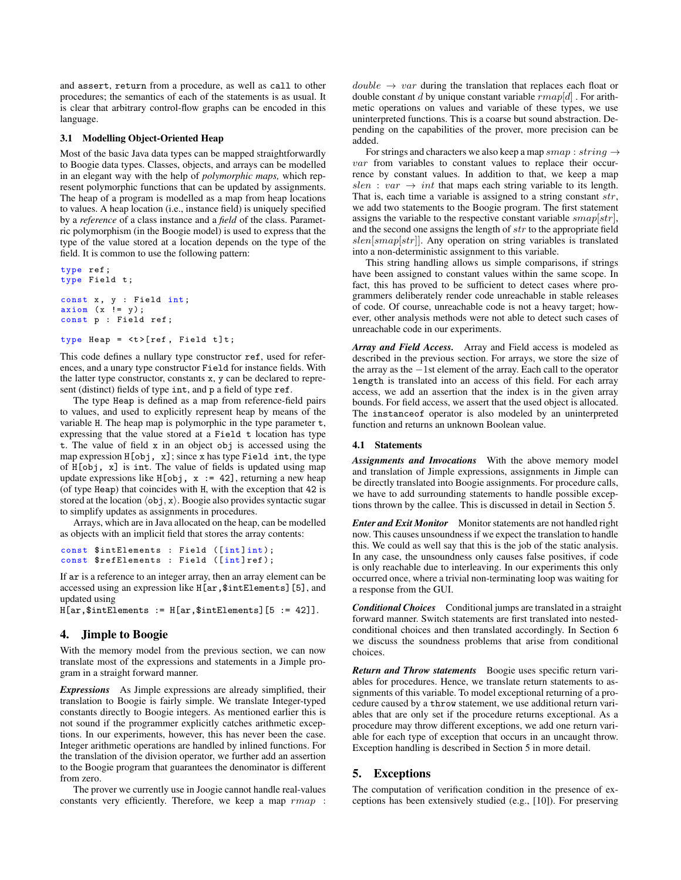and assert, return from a procedure, as well as call to other procedures; the semantics of each of the statements is as usual. It is clear that arbitrary control-flow graphs can be encoded in this language.

### 3.1 Modelling Object-Oriented Heap

Most of the basic Java data types can be mapped straightforwardly to Boogie data types. Classes, objects, and arrays can be modelled in an elegant way with the help of *polymorphic maps,* which represent polymorphic functions that can be updated by assignments. The heap of a program is modelled as a map from heap locations to values. A heap location (i.e., instance field) is uniquely specified by a *reference* of a class instance and a *field* of the class. Parametric polymorphism (in the Boogie model) is used to express that the type of the value stored at a location depends on the type of the field. It is common to use the following pattern:

```
type ref;
type Field t;

const x, y : Field int;
axiom (x != y);
const p : Field ref;

type Heap = <t>[ref, Field t]t;
```

This code defines a nullary type constructor ref, used for references, and a unary type constructor Field for instance fields. With the latter type constructor, constants x, y can be declared to represent (distinct) fields of type int, and p a field of type ref.

The type Heap is defined as a map from reference-field pairs to values, and used to explicitly represent heap by means of the variable H. The heap map is polymorphic in the type parameter t, expressing that the value stored at a Field t location has type t. The value of field x in an object obj is accessed using the map expression H[obj, x]; since x has type Field int, the type of H[obj, x] is int. The value of fields is updated using map update expressions like H[obj, x := 42], returning a new heap (of type Heap) that coincides with H, with the exception that 42 is stored at the location $\langle$obj, x$\rangle$. Boogie also provides syntactic sugar to simplify updates as assignments in procedures.

Arrays, which are in Java allocated on the heap, can be modelled as objects with an implicit field that stores the array contents:

```
const $intElements : Field ([int]int);
const $refElements : Field ([int]ref);
```

If ar is a reference to an integer array, then an array element can be accessed using an expression like H[ar,$intElements][5], and updated using
H[ar,$intElements := H[ar,$intElements][5 := 42]].

## 4. Jimple to Boogie

With the memory model from the previous section, we can now translate most of the expressions and statements in a Jimple program in a straight forward manner.

***Expressions*** As Jimple expressions are already simplified, their translation to Boogie is fairly simple. We translate Integer-typed constants directly to Boogie integers. As mentioned earlier this is not sound if the programmer explicitly catches arithmetic exceptions. In our experiments, however, this has never been the case. Integer arithmetic operations are handled by inlined functions. For the translation of the division operator, we further add an assertion to the Boogie program that guarantees the denominator is different from zero.

The prover we currently use in Joogie cannot handle real-values constants very efficiently. Therefore, we keep a map $rmap$ : $double \rightarrow var$ during the translation that replaces each float or double constant $d$ by unique constant variable $rmap[d]$ . For arithmetic operations on values and variable of these types, we use uninterpreted functions. This is a coarse but sound abstraction. Depending on the capabilities of the prover, more precision can be added.

For strings and characters we also keep a map $smap : string \rightarrow var$ from variables to constant values to replace their occurrence by constant values. In addition to that, we keep a map $slen : var \rightarrow int$ that maps each string variable to its length. That is, each time a variable is assigned to a string constant $str$, we add two statements to the Boogie program. The first statement assigns the variable to the respective constant variable $smap[str]$, and the second one assigns the length of $str$ to the appropriate field $slen[smap[str]]$. Any operation on string variables is translated into a non-deterministic assignment to this variable.

This string handling allows us simple comparisons, if strings have been assigned to constant values within the same scope. In fact, this has proved to be sufficient to detect cases where programmers deliberately render code unreachable in stable releases of code. Of course, unreachable code is not a heavy target; however, other analysis methods were not able to detect such cases of unreachable code in our experiments.

***Array and Field Access.*** Array and Field access is modeled as described in the previous section. For arrays, we store the size of the array as the $-1$st element of the array. Each call to the operator length is translated into an access of this field. For each array access, we add an assertion that the index is in the given array bounds. For field access, we assert that the used object is allocated. The instanceof operator is also modeled by an uninterpreted function and returns an unknown Boolean value.

### 4.1 Statements

***Assignments and Invocations*** With the above memory model and translation of Jimple expressions, assignments in Jimple can be directly translated into Boogie assignments. For procedure calls, we have to add surrounding statements to handle possible exceptions thrown by the callee. This is discussed in detail in Section 5.

***Enter and Exit Monitor*** Monitor statements are not handled right now. This causes unsoundness if we expect the translation to handle this. We could as well say that this is the job of the static analysis. In any case, the unsoundness only causes false positives, if code is only reachable due to interleaving. In our experiments this only occurred once, where a trivial non-terminating loop was waiting for a response from the GUI.

***Conditional Choices*** Conditional jumps are translated in a straight forward manner. Switch statements are first translated into nested-conditional choices and then translated accordingly. In Section 6 we discuss the soundness problems that arise from conditional choices.

***Return and Throw statements*** Boogie uses specific return variables for procedures. Hence, we translate return statements to assignments of this variable. To model exceptional returning of a procedure caused by a throw statement, we use additional return variables that are only set if the procedure returns exceptional. As a procedure may throw different exceptions, we add one return variable for each type of exception that occurs in an uncaught throw. Exception handling is described in Section 5 in more detail.

## 5. Exceptions

The computation of verification condition in the presence of exceptions has been extensively studied (e.g., [10]). For preserving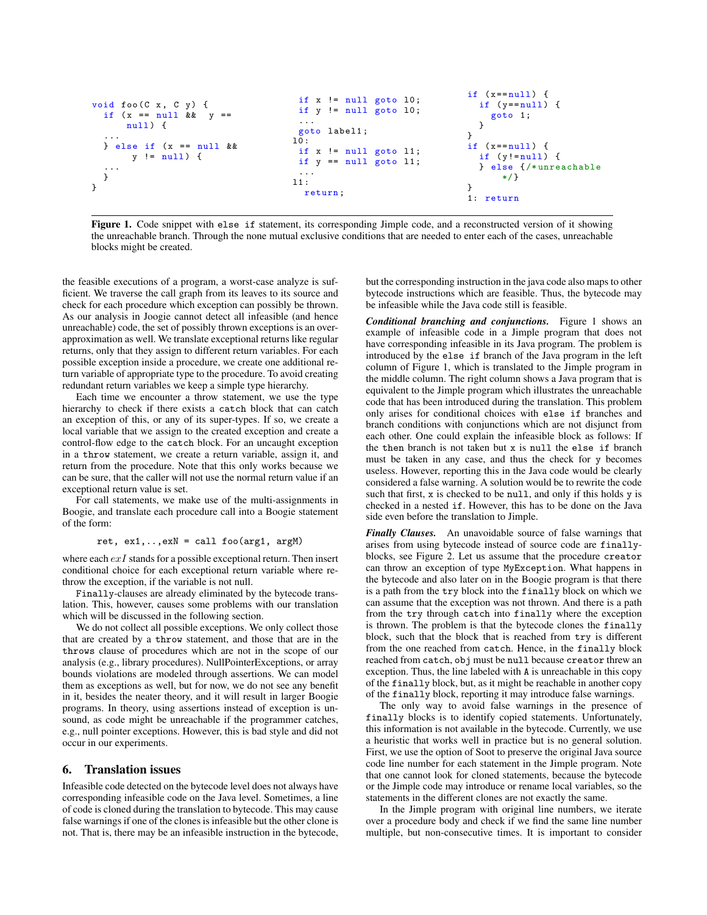```
void foo(C x, C y) {
  if (x == null &&  y ==
      null) {
  ...
  } else if (x == null &&
       y != null) {
  ...
  }
}
```

```
 if x != null goto l0;
 if y != null goto l0;
 ...
 goto label1;
l0:
 if x != null goto l1;
 if y == null goto l1;
 ...
l1:
  return;
```

```
if (x==null) {
  if (y==null) {
    goto 1;
  }
}
if (x==null) {
  if (y!=null) {
  } else {/*unreachable
      */}
}
1: return
```

**Figure 1.** Code snippet with `else if` statement, its corresponding Jimple code, and a reconstructed version of it showing the unreachable branch. Through the none mutual exclusive conditions that are needed to enter each of the cases, unreachable blocks might be created.

the feasible executions of a program, a worst-case analyze is sufficient. We traverse the call graph from its leaves to its source and check for each procedure which exception can possibly be thrown. As our analysis in Joogie cannot detect all infeasible (and hence unreachable) code, the set of possibly thrown exceptions is an over-approximation as well. We translate exceptional returns like regular returns, only that they assign to different return variables. For each possible exception inside a procedure, we create one additional return variable of appropriate type to the procedure. To avoid creating redundant return variables we keep a simple type hierarchy.

Each time we encounter a throw statement, we use the type hierarchy to check if there exists a `catch` block that can catch an exception of this, or any of its super-types. If so, we create a local variable that we assign to the created exception and create a control-flow edge to the `catch` block. For an uncaught exception in a `throw` statement, we create a return variable, assign it, and return from the procedure. Note that this only works because we can be sure, that the caller will not use the normal return value if an exceptional return value is set.

For call statements, we make use of the multi-assignments in Boogie, and translate each procedure call into a Boogie statement of the form:

```
ret, ex1,..,exN = call foo(arg1, argM)
```

where each $exI$ stands for a possible exceptional return. Then insert conditional choice for each exceptional return variable where re-throw the exception, if the variable is not null.

`Finally`-clauses are already eliminated by the bytecode translation. This, however, causes some problems with our translation which will be discussed in the following section.

We do not collect all possible exceptions. We only collect those that are created by a `throw` statement, and those that are in the `throws` clause of procedures which are not in the scope of our analysis (e.g., library procedures). NullPointerExceptions, or array bounds violations are modeled through assertions. We can model them as exceptions as well, but for now, we do not see any benefit in it, besides the neater theory, and it will result in larger Boogie programs. In theory, using assertions instead of exception is unsound, as code might be unreachable if the programmer catches, e.g., null pointer exceptions. However, this is bad style and did not occur in our experiments.

## 6. Translation issues

Infeasible code detected on the bytecode level does not always have corresponding infeasible code on the Java level. Sometimes, a line of code is cloned during the translation to bytecode. This may cause false warnings if one of the clones is infeasible but the other clone is not. That is, there may be an infeasible instruction in the bytecode, but the corresponding instruction in the java code also maps to other bytecode instructions which are feasible. Thus, the bytecode may be infeasible while the Java code still is feasible.

***Conditional branching and conjunctions.*** Figure 1 shows an example of infeasible code in a Jimple program that does not have corresponding infeasible in its Java program. The problem is introduced by the `else if` branch of the Java program in the left column of Figure 1, which is translated to the Jimple program in the middle column. The right column shows a Java program that is equivalent to the Jimple program which illustrates the unreachable code that has been introduced during the translation. This problem only arises for conditional choices with `else if` branches and branch conditions with conjunctions which are not disjunct from each other. One could explain the infeasible block as follows: If the `then` branch is not taken but `x` is `null` the `else if` branch must be taken in any case, and thus the check for `y` becomes useless. However, reporting this in the Java code would be clearly considered a false warning. A solution would be to rewrite the code such that first, `x` is checked to be `null`, and only if this holds `y` is checked in a nested `if`. However, this has to be done on the Java side even before the translation to Jimple.

***Finally Clauses.*** An unavoidable source of false warnings that arises from using bytecode instead of source code are `finally`-blocks, see Figure 2. Let us assume that the procedure `creator` can throw an exception of type `MyException`. What happens in the bytecode and also later on in the Boogie program is that there is a path from the `try` block into the `finally` block on which we can assume that the exception was not thrown. And there is a path from the `try` through `catch` into `finally` where the exception is thrown. The problem is that the bytecode clones the `finally` block, such that the block that is reached from `try` is different from the one reached from `catch`. Hence, in the `finally` block reached from `catch`, `obj` must be `null` because `creator` threw an exception. Thus, the line labeled with `A` is unreachable in this copy of the `finally` block, but, as it might be reachable in another copy of the `finally` block, reporting it may introduce false warnings.

The only way to avoid false warnings in the presence of `finally` blocks is to identify copied statements. Unfortunately, this information is not available in the bytecode. Currently, we use a heuristic that works well in practice but is no general solution. First, we use the option of Soot to preserve the original Java source code line number for each statement in the Jimple program. Note that one cannot look for cloned statements, because the bytecode or the Jimple code may introduce or rename local variables, so the statements in the different clones are not exactly the same.

In the Jimple program with original line numbers, we iterate over a procedure body and check if we find the same line number multiple, but non-consecutive times. It is important to consider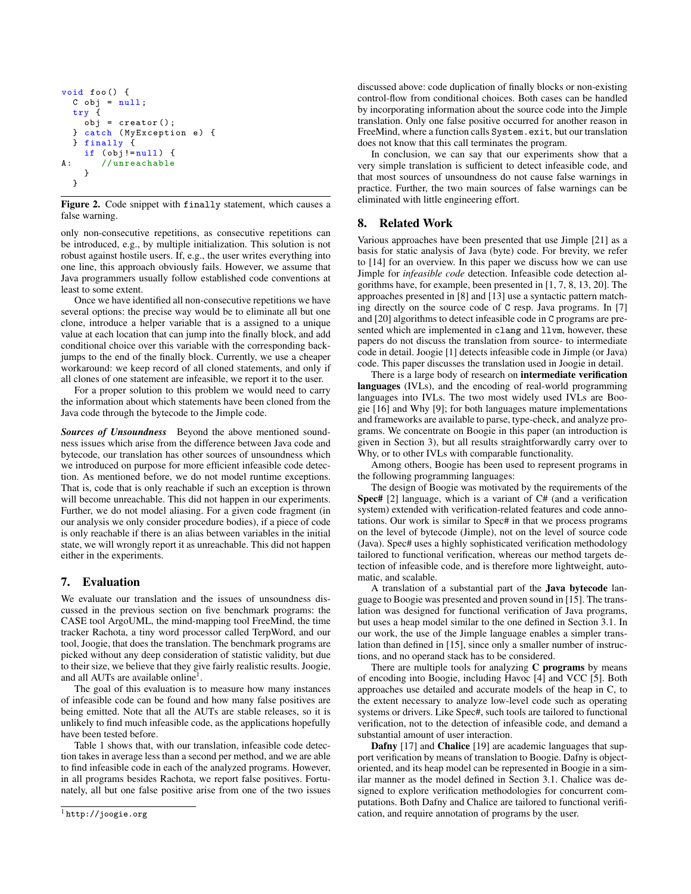```
void foo() {
  C obj = null;
  try {
    obj = creator();
  } catch (MyException e) {
  } finally {
    if (obj!=null) {
A:      //unreachable
    }
  }
```

**Figure 2.** Code snippet with `finally` statement, which causes a false warning.

only non-consecutive repetitions, as consecutive repetitions can be introduced, e.g., by multiple initialization. This solution is not robust against hostile users. If, e.g., the user writes everything into one line, this approach obviously fails. However, we assume that Java programmers usually follow established code conventions at least to some extent.

Once we have identified all non-consecutive repetitions we have several options: the precise way would be to eliminate all but one clone, introduce a helper variable that is a assigned to a unique value at each location that can jump into the finally block, and add conditional choice over this variable with the corresponding back-jumps to the end of the finally block. Currently, we use a cheaper workaround: we keep record of all cloned statements, and only if all clones of one statement are infeasible, we report it to the user.

For a proper solution to this problem we would need to carry the information about which statements have been cloned from the Java code through the bytecode to the Jimple code.

***Sources of Unsoundness*** Beyond the above mentioned soundness issues which arise from the difference between Java code and bytecode, our translation has other sources of unsoundness which we introduced on purpose for more efficient infeasible code detection. As mentioned before, we do not model runtime exceptions. That is, code that is only reachable if such an exception is thrown will become unreachable. This did not happen in our experiments. Further, we do not model aliasing. For a given code fragment (in our analysis we only consider procedure bodies), if a piece of code is only reachable if there is an alias between variables in the initial state, we will wrongly report it as unreachable. This did not happen either in the experiments.

## 7. Evaluation

We evaluate our translation and the issues of unsoundness discussed in the previous section on five benchmark programs: the CASE tool ArgoUML, the mind-mapping tool FreeMind, the time tracker Rachota, a tiny word processor called TerpWord, and our tool, Joogie, that does the translation. The benchmark programs are picked without any deep consideration of statistic validity, but due to their size, we believe that they give fairly realistic results. Joogie, and all AUTs are available online[1].

The goal of this evaluation is to measure how many instances of infeasible code can be found and how many false positives are being emitted. Note that all the AUTs are stable releases, so it is unlikely to find much infeasible code, as the applications hopefully have been tested before.

Table 1 shows that, with our translation, infeasible code detection takes in average less than a second per method, and we are able to find infeasible code in each of the analyzed programs. However, in all programs besides Rachota, we report false positives. Fortunately, all but one false positive arise from one of the two issues discussed above: code duplication of finally blocks or non-existing control-flow from conditional choices. Both cases can be handled by incorporating information about the source code into the Jimple translation. Only one false positive occurred for another reason in FreeMind, where a function calls `System.exit`, but our translation does not know that this call terminates the program.

In conclusion, we can say that our experiments show that a very simple translation is sufficient to detect infeasible code, and that most sources of unsoundness do not cause false warnings in practice. Further, the two main sources of false warnings can be eliminated with little engineering effort.

[1] `http://joogie.org`

## 8. Related Work

Various approaches have been presented that use Jimple [21] as a basis for static analysis of Java (byte) code. For brevity, we refer to [14] for an overview. In this paper we discuss how we can use Jimple for *infeasible code* detection. Infeasible code detection algorithms have, for example, been presented in [1, 7, 8, 13, 20]. The approaches presented in [8] and [13] use a syntactic pattern matching directly on the source code of `C` resp. Java programs. In [7] and [20] algorithms to detect infeasible code in `C` programs are presented which are implemented in `clang` and `llvm`, however, these papers do not discuss the translation from source- to intermediate code in detail. Joogie [1] detects infeasible code in Jimple (or Java) code. This paper discusses the translation used in Joogie in detail.

There is a large body of research on **intermediate verification languages** (IVLs), and the encoding of real-world programming languages into IVLs. The two most widely used IVLs are Boogie [16] and Why [9]; for both languages mature implementations and frameworks are available to parse, type-check, and analyze programs. We concentrate on Boogie in this paper (an introduction is given in Section 3), but all results straightforwardly carry over to Why, or to other IVLs with comparable functionality.

Among others, Boogie has been used to represent programs in the following programming languages:

The design of Boogie was motivated by the requirements of the **Spec#** [2] language, which is a variant of C# (and a verification system) extended with verification-related features and code annotations. Our work is similar to Spec# in that we process programs on the level of bytecode (Jimple), not on the level of source code (Java). Spec# uses a highly sophisticated verification methodology tailored to functional verification, whereas our method targets detection of infeasible code, and is therefore more lightweight, automatic, and scalable.

A translation of a substantial part of the **Java bytecode** language to Boogie was presented and proven sound in [15]. The translation was designed for functional verification of Java programs, but uses a heap model similar to the one defined in Section 3.1. In our work, the use of the Jimple language enables a simpler translation than defined in [15], since only a smaller number of instructions, and no operand stack has to be considered.

There are multiple tools for analyzing **C programs** by means of encoding into Boogie, including Havoc [4] and VCC [5]. Both approaches use detailed and accurate models of the heap in C, to the extent necessary to analyze low-level code such as operating systems or drivers. Like Spec#, such tools are tailored to functional verification, not to the detection of infeasible code, and demand a substantial amount of user interaction.

**Dafny** [17] and **Chalice** [19] are academic languages that support verification by means of translation to Boogie. Dafny is object-oriented, and its heap model can be represented in Boogie in a similar manner as the model defined in Section 3.1. Chalice was designed to explore verification methodologies for concurrent computations. Both Dafny and Chalice are tailored to functional verification, and require annotation of programs by the user.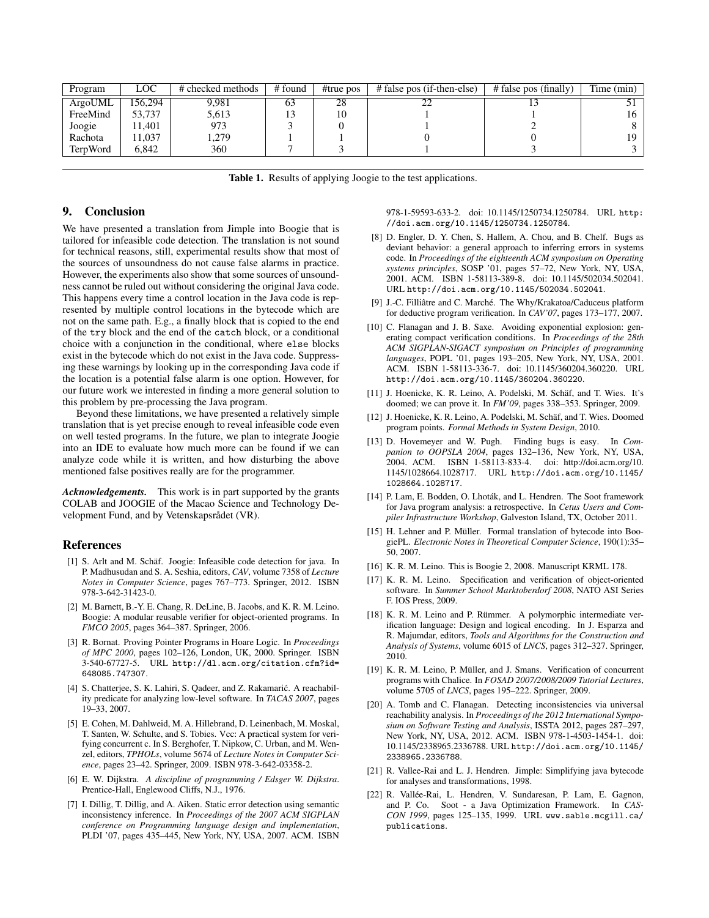| Program | LOC | # checked methods | # found | #true pos | # false pos (if-then-else) | # false pos (finally) | Time (min) |
|---|---|---|---|---|---|---|---|
| ArgoUML | 156,294 | 9,981 | 63 | 28 | 22 | 13 | 51 |
| FreeMind | 53,737 | 5,613 | 13 | 10 | 1 | 1 | 16 |
| Joogie | 11,401 | 973 | 3 | 0 | 1 | 2 | 8 |
| Rachota | 11,037 | 1,279 | 1 | 1 | 0 | 0 | 19 |
| TerpWord | 6,842 | 360 | 7 | 3 | 1 | 3 | 3 |

**Table 1.** Results of applying Joogie to the test applications.

## 9. Conclusion

We have presented a translation from Jimple into Boogie that is tailored for infeasible code detection. The translation is not sound for technical reasons, still, experimental results show that most of the sources of unsoundness do not cause false alarms in practice. However, the experiments also show that some sources of unsoundness cannot be ruled out without considering the original Java code. This happens every time a control location in the Java code is represented by multiple control locations in the bytecode which are not on the same path. E.g., a finally block that is copied to the end of the `try` block and the end of the `catch` block, or a conditional choice with a conjunction in the conditional, where `else` blocks exist in the bytecode which do not exist in the Java code. Suppressing these warnings by looking up in the corresponding Java code if the location is a potential false alarm is one option. However, for our future work we interested in finding a more general solution to this problem by pre-processing the Java program.

Beyond these limitations, we have presented a relatively simple translation that is yet precise enough to reveal infeasible code even on well tested programs. In the future, we plan to integrate Joogie into an IDE to evaluate how much more can be found if we can analyze code while it is written, and how disturbing the above mentioned false positives really are for the programmer.

***Acknowledgements.*** This work is in part supported by the grants COLAB and JOOGIE of the Macao Science and Technology Development Fund, and by Vetenskapsrådet (VR).

## References

[1] S. Arlt and M. Schäf. Joogie: Infeasible code detection for java. In P. Madhusudan and S. A. Seshia, editors, *CAV*, volume 7358 of *Lecture Notes in Computer Science*, pages 767–773. Springer, 2012. ISBN 978-3-642-31423-0.

[2] M. Barnett, B.-Y. E. Chang, R. DeLine, B. Jacobs, and K. R. M. Leino. Boogie: A modular reusable verifier for object-oriented programs. In *FMCO 2005*, pages 364–387. Springer, 2006.

[3] R. Bornat. Proving Pointer Programs in Hoare Logic. In *Proceedings of MPC 2000*, pages 102–126, London, UK, 2000. Springer. ISBN 3-540-67727-5. URL `http://dl.acm.org/citation.cfm?id=648085.747307`.

[4] S. Chatterjee, S. K. Lahiri, S. Qadeer, and Z. Rakamarić. A reachability predicate for analyzing low-level software. In *TACAS 2007*, pages 19–33, 2007.

[5] E. Cohen, M. Dahlweid, M. A. Hillebrand, D. Leinenbach, M. Moskal, T. Santen, W. Schulte, and S. Tobies. Vcc: A practical system for verifying concurrent c. In S. Berghofer, T. Nipkow, C. Urban, and M. Wenzel, editors, *TPHOLs*, volume 5674 of *Lecture Notes in Computer Science*, pages 23–42. Springer, 2009. ISBN 978-3-642-03358-2.

[6] E. W. Dijkstra. *A discipline of programming / Edsger W. Dijkstra*. Prentice-Hall, Englewood Cliffs, N.J., 1976.

[7] I. Dillig, T. Dillig, and A. Aiken. Static error detection using semantic inconsistency inference. In *Proceedings of the 2007 ACM SIGPLAN conference on Programming language design and implementation*, PLDI '07, pages 435–445, New York, NY, USA, 2007. ACM. ISBN 978-1-59593-633-2. doi: 10.1145/1250734.1250784. URL `http://doi.acm.org/10.1145/1250734.1250784`.

[8] D. Engler, D. Y. Chen, S. Hallem, A. Chou, and B. Chelf. Bugs as deviant behavior: a general approach to inferring errors in systems code. In *Proceedings of the eighteenth ACM symposium on Operating systems principles*, SOSP '01, pages 57–72, New York, NY, USA, 2001. ACM. ISBN 1-58113-389-8. doi: 10.1145/502034.502041. URL `http://doi.acm.org/10.1145/502034.502041`.

[9] J.-C. Filliâtre and C. Marché. The Why/Krakatoa/Caduceus platform for deductive program verification. In *CAV'07*, pages 173–177, 2007.

[10] C. Flanagan and J. B. Saxe. Avoiding exponential explosion: generating compact verification conditions. In *Proceedings of the 28th ACM SIGPLAN-SIGACT symposium on Principles of programming languages*, POPL '01, pages 193–205, New York, NY, USA, 2001. ACM. ISBN 1-58113-336-7. doi: 10.1145/360204.360220. URL `http://doi.acm.org/10.1145/360204.360220`.

[11] J. Hoenicke, K. R. Leino, A. Podelski, M. Schäf, and T. Wies. It's doomed; we can prove it. In *FM'09*, pages 338–353. Springer, 2009.

[12] J. Hoenicke, K. R. Leino, A. Podelski, M. Schäf, and T. Wies. Doomed program points. *Formal Methods in System Design*, 2010.

[13] D. Hovemeyer and W. Pugh. Finding bugs is easy. In *Companion to OOPSLA 2004*, pages 132–136, New York, NY, USA, 2004. ACM. ISBN 1-58113-833-4. doi: http://doi.acm.org/10.1145/1028664.1028717. URL `http://doi.acm.org/10.1145/1028664.1028717`.

[14] P. Lam, E. Bodden, O. Lhoták, and L. Hendren. The Soot framework for Java program analysis: a retrospective. In *Cetus Users and Compiler Infrastructure Workshop*, Galveston Island, TX, October 2011.

[15] H. Lehner and P. Müller. Formal translation of bytecode into BoogiePL. *Electronic Notes in Theoretical Computer Science*, 190(1):35–50, 2007.

[16] K. R. M. Leino. This is Boogie 2, 2008. Manuscript KRML 178.

[17] K. R. M. Leino. Specification and verification of object-oriented software. In *Summer School Marktoberdorf 2008*, NATO ASI Series F. IOS Press, 2009.

[18] K. R. M. Leino and P. Rümmer. A polymorphic intermediate verification language: Design and logical encoding. In J. Esparza and R. Majumdar, editors, *Tools and Algorithms for the Construction and Analysis of Systems*, volume 6015 of *LNCS*, pages 312–327. Springer, 2010.

[19] K. R. M. Leino, P. Müller, and J. Smans. Verification of concurrent programs with Chalice. In *FOSAD 2007/2008/2009 Tutorial Lectures*, volume 5705 of *LNCS*, pages 195–222. Springer, 2009.

[20] A. Tomb and C. Flanagan. Detecting inconsistencies via universal reachability analysis. In *Proceedings of the 2012 International Symposium on Software Testing and Analysis*, ISSTA 2012, pages 287–297, New York, NY, USA, 2012. ACM. ISBN 978-1-4503-1454-1. doi: 10.1145/2338965.2336788. URL `http://doi.acm.org/10.1145/2338965.2336788`.

[21] R. Vallee-Rai and L. J. Hendren. Jimple: Simplifying java bytecode for analyses and transformations, 1998.

[22] R. Vallée-Rai, L. Hendren, V. Sundaresan, P. Lam, E. Gagnon, and P. Co. Soot - a Java Optimization Framework. In *CASCON 1999*, pages 125–135, 1999. URL `www.sable.mcgill.ca/publications`.